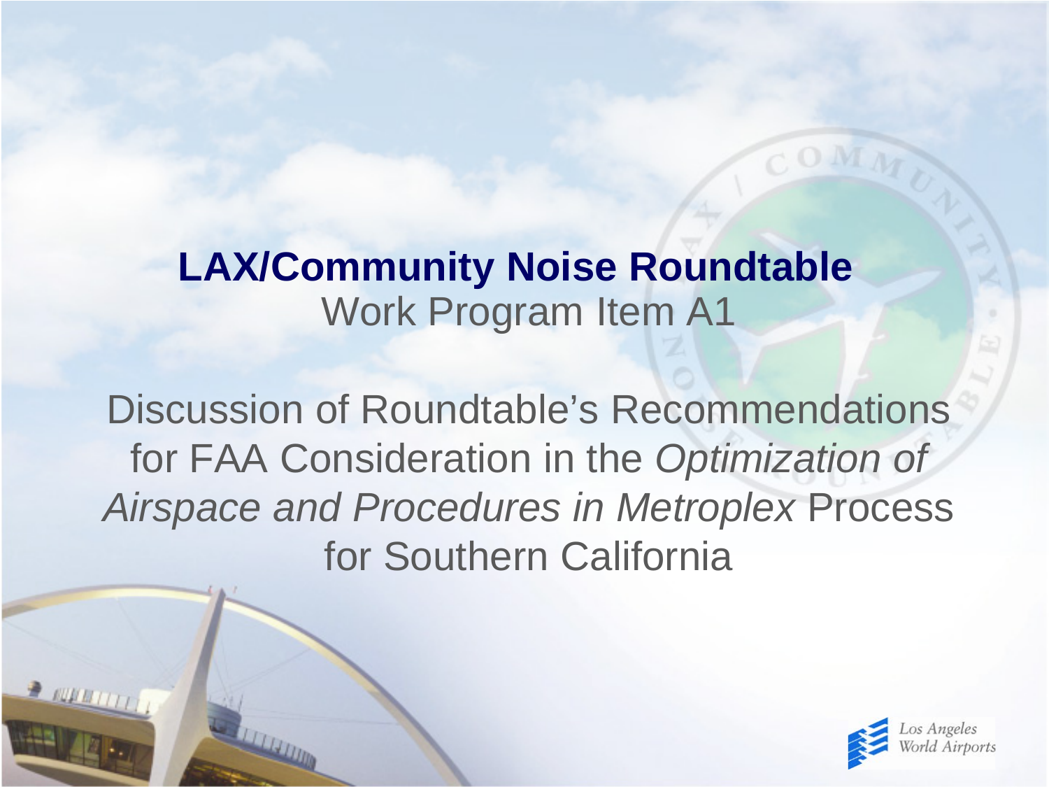# LAX/Community Noise Roundtable

Work Program Item A1

Discussion of Roundtable's Recommendations for FAA Consideration in the *Optimization of Airspace and Procedures in Metroplex* Process for Southern California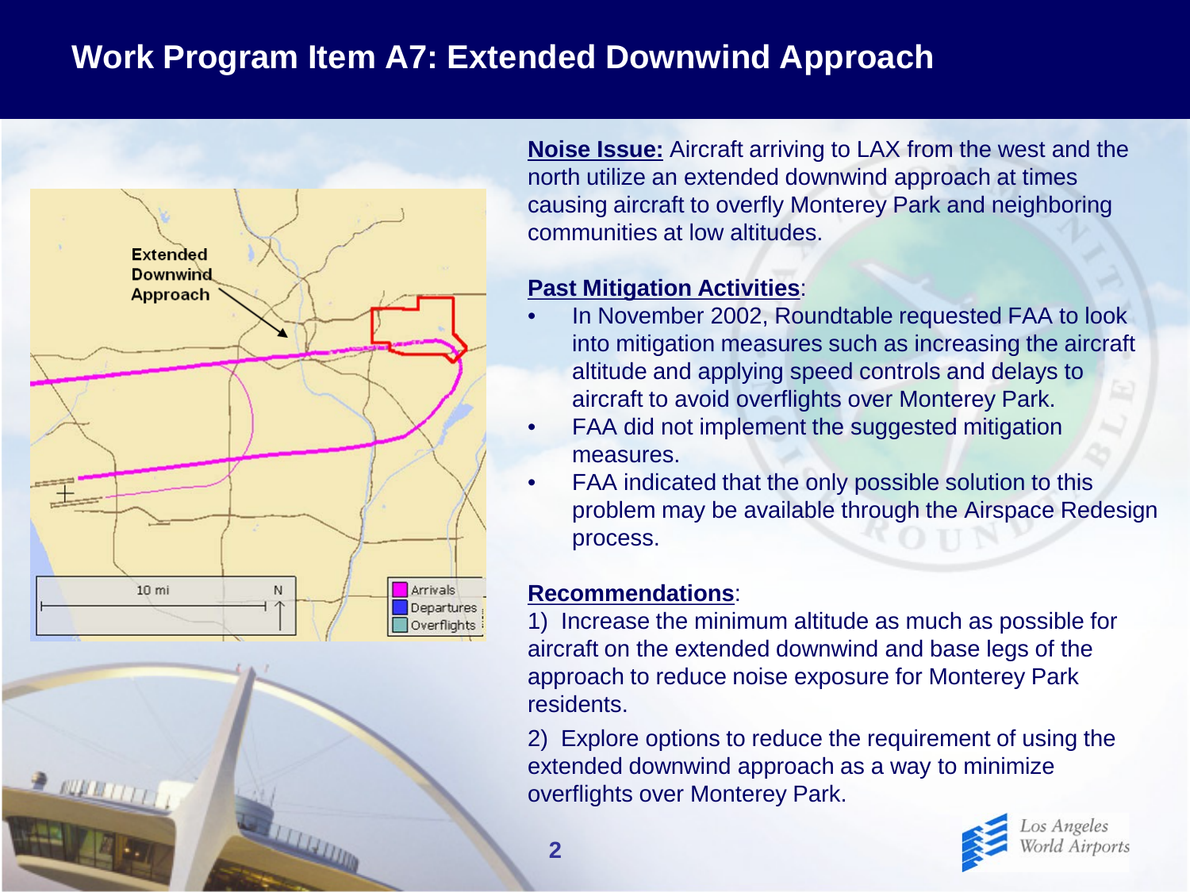# Work Program Item A7: Extended Downwind Approach

**Noise Issue:** Aircraft arriving to LAX from the west and the north utilize an extended downwind approach at times causing aircraft to overfly Monterey Park and neighboring communities at low altitudes.

**Past Mitigation Activities**:

- In November 2002, Roundtable requested FAA to look into mitigation measures such as increasing the aircraft altitude and applying speed controls and delays to aircraft to avoid overflights over Monterey Park.
- FAA did not implement the suggested mitigation measures.
- FAA indicated that the only possible solution to this problem may be available through the Airspace Redesign process.

**Recommendations**:

1) Increase the minimum altitude as much as possible for aircraft on the extended downwind and base legs of the approach to reduce noise exposure for Monterey Park residents.

2) Explore options to reduce the requirement of using the extended downwind approach as a way to minimize overflights over Monterey Park.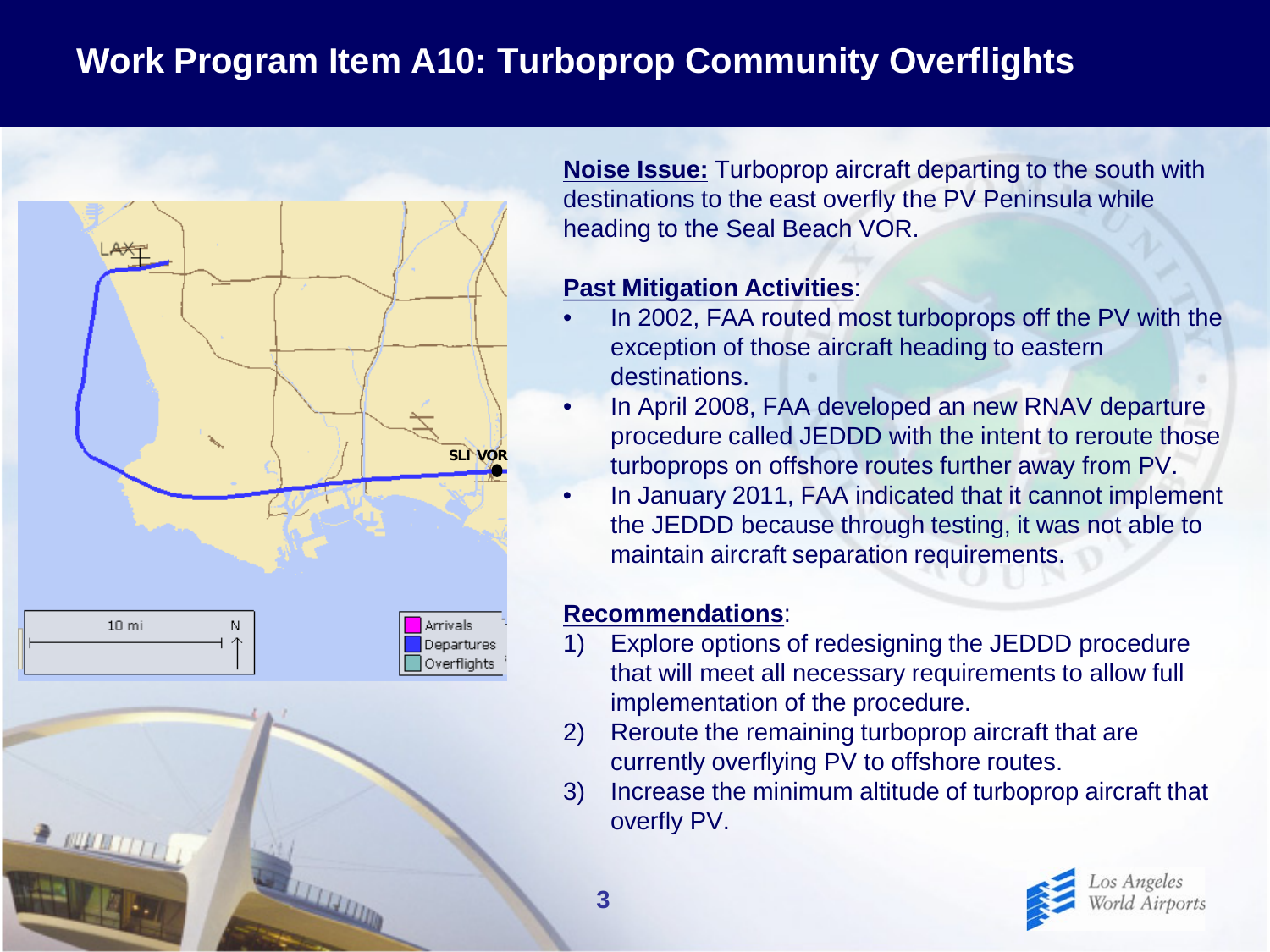# Work Program Item A10: Turboprop Community Overflights

**Noise Issue:** Turboprop aircraft departing to the south with destinations to the east overfly the PV Peninsula while heading to the Seal Beach VOR.

**Past Mitigation Activities**:

- In 2002, FAA routed most turboprops off the PV with the exception of those aircraft heading to eastern destinations.
- In April 2008, FAA developed an new RNAV departure procedure called JEDDD with the intent to reroute those turboprops on offshore routes further away from PV.
- In January 2011, FAA indicated that it cannot implement the JEDDD because through testing, it was not able to maintain aircraft separation requirements.

**Recommendations**:

1) Explore options of redesigning the JEDDD procedure that will meet all necessary requirements to allow full implementation of the procedure.
2) Reroute the remaining turboprop aircraft that are currently overflying PV to offshore routes.
3) Increase the minimum altitude of turboprop aircraft that overfly PV.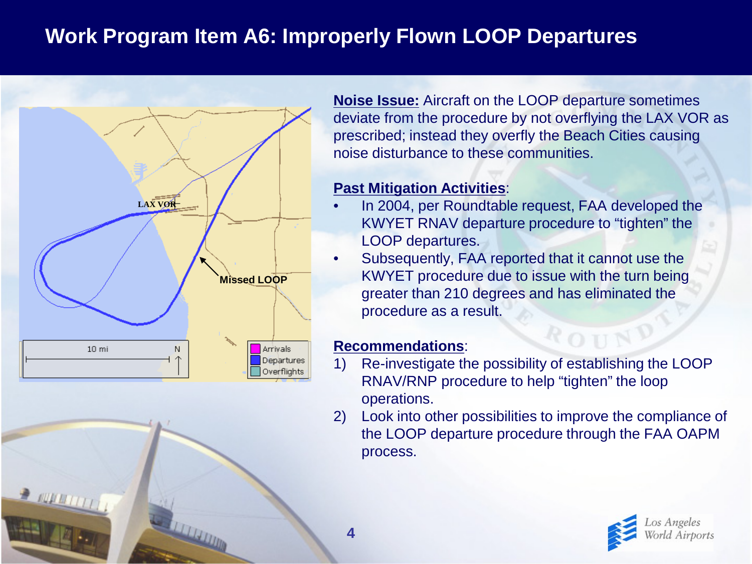# Work Program Item A6: Improperly Flown LOOP Departures

**Noise Issue:** Aircraft on the LOOP departure sometimes deviate from the procedure by not overflying the LAX VOR as prescribed; instead they overfly the Beach Cities causing noise disturbance to these communities.

**Past Mitigation Activities**:

- In 2004, per Roundtable request, FAA developed the KWYET RNAV departure procedure to "tighten" the LOOP departures.
- Subsequently, FAA reported that it cannot use the KWYET procedure due to issue with the turn being greater than 210 degrees and has eliminated the procedure as a result.

**Recommendations**:

1) Re-investigate the possibility of establishing the LOOP RNAV/RNP procedure to help "tighten" the loop operations.
2) Look into other possibilities to improve the compliance of the LOOP departure procedure through the FAA OAPM process.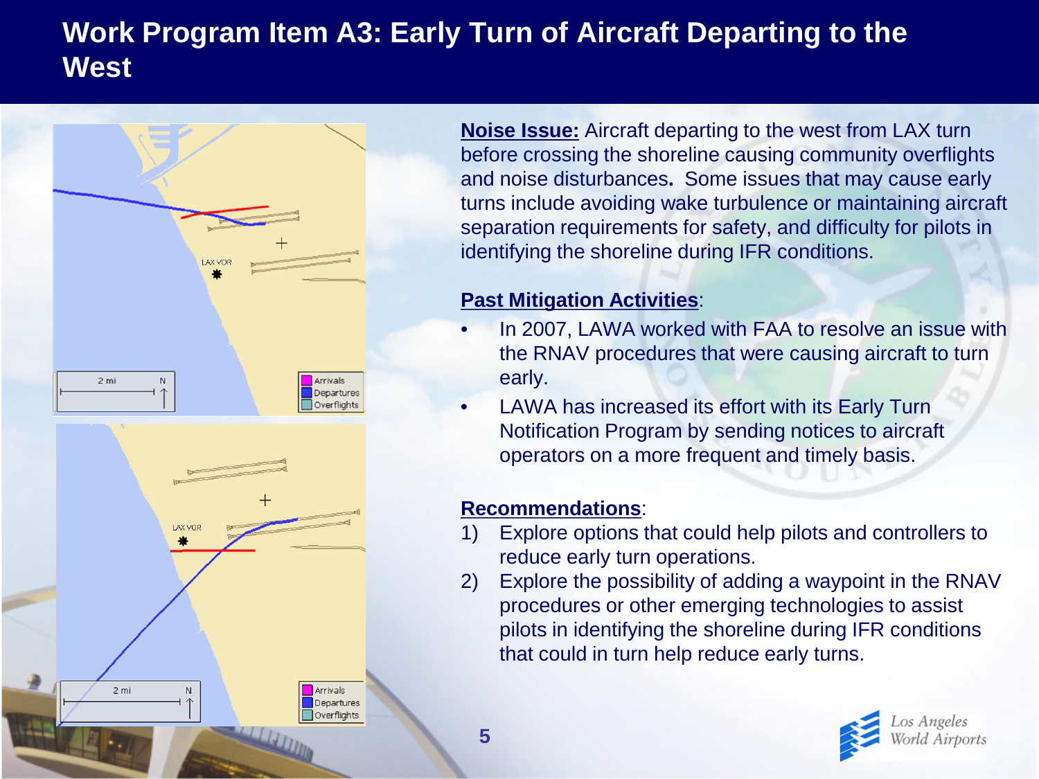# Work Program Item A3: Early Turn of Aircraft Departing to the West

**Noise Issue:** Aircraft departing to the west from LAX turn before crossing the shoreline causing community overflights and noise disturbances**.** Some issues that may cause early turns include avoiding wake turbulence or maintaining aircraft separation requirements for safety, and difficulty for pilots in identifying the shoreline during IFR conditions.

**Past Mitigation Activities**:

- In 2007, LAWA worked with FAA to resolve an issue with the RNAV procedures that were causing aircraft to turn early.
- LAWA has increased its effort with its Early Turn Notification Program by sending notices to aircraft operators on a more frequent and timely basis.

**Recommendations**:

1) Explore options that could help pilots and controllers to reduce early turn operations.
2) Explore the possibility of adding a waypoint in the RNAV procedures or other emerging technologies to assist pilots in identifying the shoreline during IFR conditions that could in turn help reduce early turns.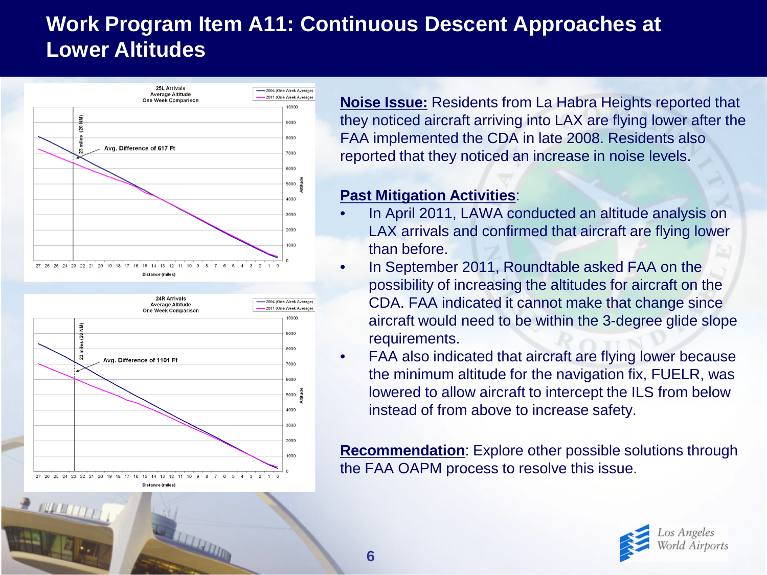# Work Program Item A11: Continuous Descent Approaches at Lower Altitudes

**25L Arrivals**
**Average Altitude**
**One Week Comparison**

- 2004 (One Week Average)
- 2011 (One Week Average)

Avg. Difference of 617 Ft

23 miles (20 NM)

Distance (miles)

Altitude

**24R Arrivals**
**Average Altitude**
**One Week Comparison**

- 2004 (One Week Average)
- 2011 (One Week Average)

Avg. Difference of 1101 Ft

23 miles (20 NM)

Distance (miles)

Altitude

**Noise Issue:** Residents from La Habra Heights reported that they noticed aircraft arriving into LAX are flying lower after the FAA implemented the CDA in late 2008. Residents also reported that they noticed an increase in noise levels.

**Past Mitigation Activities**:

- In April 2011, LAWA conducted an altitude analysis on LAX arrivals and confirmed that aircraft are flying lower than before.
- In September 2011, Roundtable asked FAA on the possibility of increasing the altitudes for aircraft on the CDA. FAA indicated it cannot make that change since aircraft would need to be within the 3-degree glide slope requirements.
- FAA also indicated that aircraft are flying lower because the minimum altitude for the navigation fix, FUELR, was lowered to allow aircraft to intercept the ILS from below instead of from above to increase safety.

**Recommendation**: Explore other possible solutions through the FAA OAPM process to resolve this issue.

Los Angeles World Airports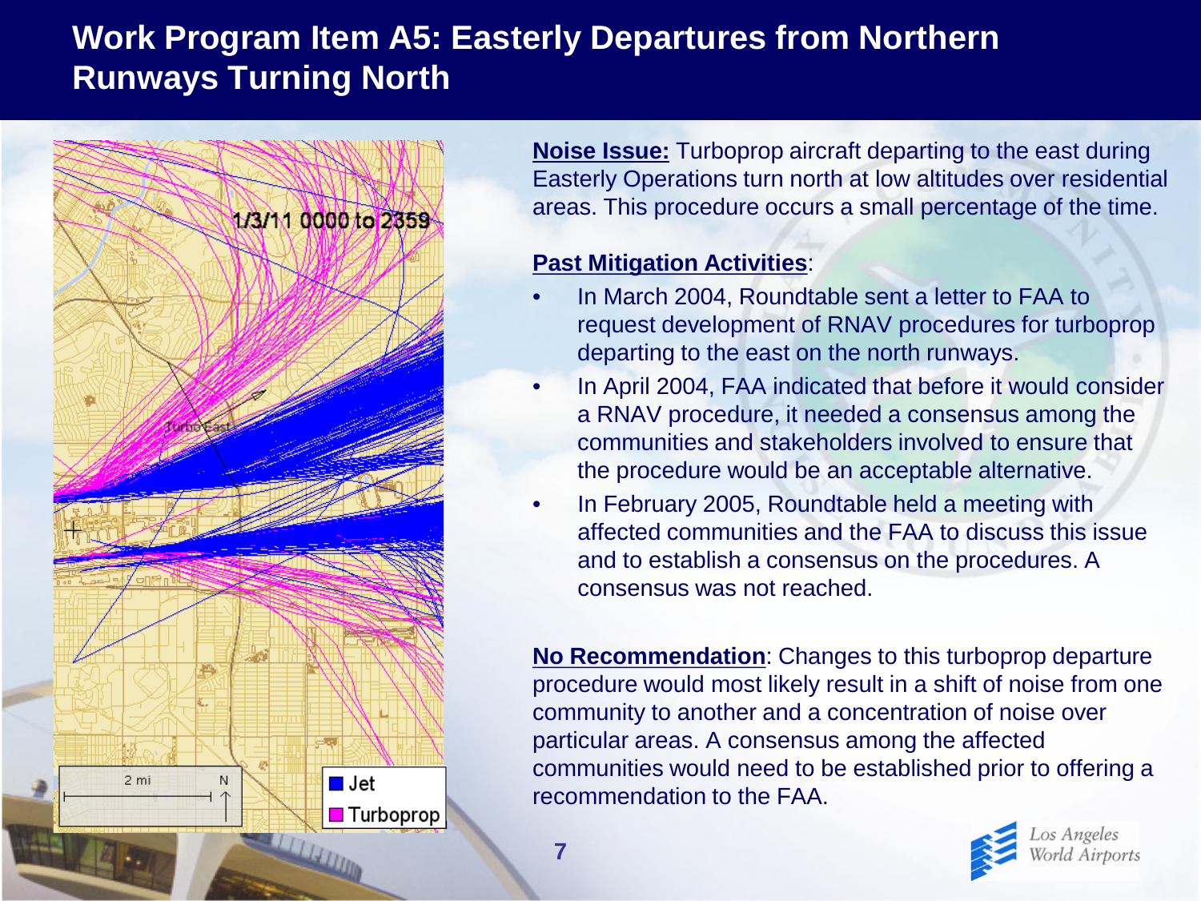# Work Program Item A5: Easterly Departures from Northern Runways Turning North

1/3/11 0000 to 2359

TurboEast

2 mi

N

Jet

Turboprop

**Noise Issue:** Turboprop aircraft departing to the east during Easterly Operations turn north at low altitudes over residential areas. This procedure occurs a small percentage of the time.

**Past Mitigation Activities**:

- In March 2004, Roundtable sent a letter to FAA to request development of RNAV procedures for turboprop departing to the east on the north runways.
- In April 2004, FAA indicated that before it would consider a RNAV procedure, it needed a consensus among the communities and stakeholders involved to ensure that the procedure would be an acceptable alternative.
- In February 2005, Roundtable held a meeting with affected communities and the FAA to discuss this issue and to establish a consensus on the procedures. A consensus was not reached.

**No Recommendation**: Changes to this turboprop departure procedure would most likely result in a shift of noise from one community to another and a concentration of noise over particular areas. A consensus among the affected communities would need to be established prior to offering a recommendation to the FAA.

Los Angeles World Airports